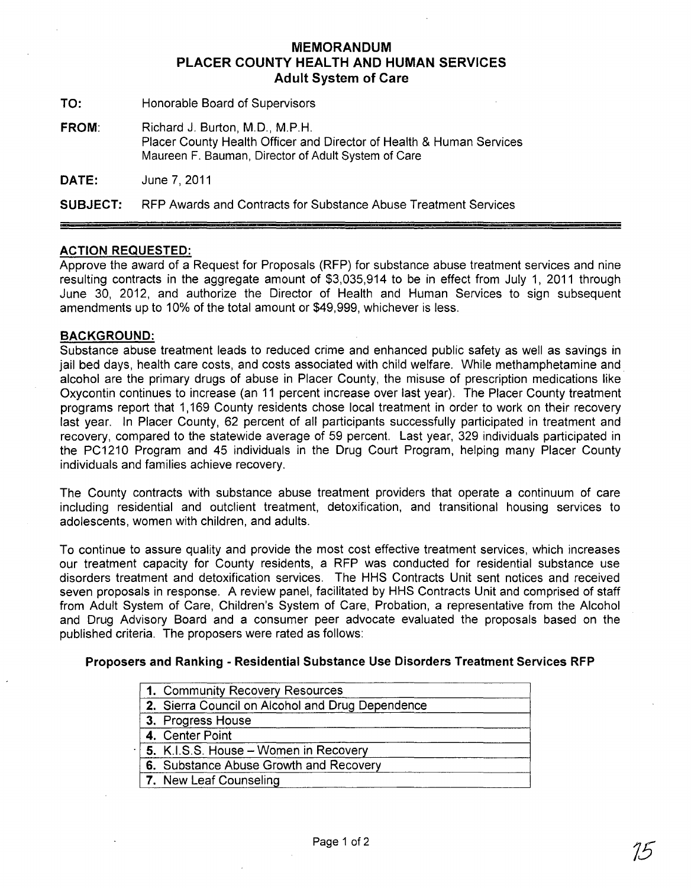# MEMORANDUM
## PLACER COUNTY HEALTH AND HUMAN SERVICES
### Adult System of Care

**TO:** Honorable Board of Supervisors

**FROM:** Richard J. Burton, M.D., M.P.H.
Placer County Health Officer and Director of Health & Human Services
Maureen F. Bauman, Director of Adult System of Care

**DATE:** June 7, 2011

**SUBJECT:** RFP Awards and Contracts for Substance Abuse Treatment Services

---

**ACTION REQUESTED:**

Approve the award of a Request for Proposals (RFP) for substance abuse treatment services and nine resulting contracts in the aggregate amount of $3,035,914 to be in effect from July 1, 2011 through June 30, 2012, and authorize the Director of Health and Human Services to sign subsequent amendments up to 10% of the total amount or $49,999, whichever is less.

**BACKGROUND:**

Substance abuse treatment leads to reduced crime and enhanced public safety as well as savings in jail bed days, health care costs, and costs associated with child welfare. While methamphetamine and alcohol are the primary drugs of abuse in Placer County, the misuse of prescription medications like Oxycontin continues to increase (an 11 percent increase over last year). The Placer County treatment programs report that 1,169 County residents chose local treatment in order to work on their recovery last year. In Placer County, 62 percent of all participants successfully participated in treatment and recovery, compared to the statewide average of 59 percent. Last year, 329 individuals participated in the PC1210 Program and 45 individuals in the Drug Court Program, helping many Placer County individuals and families achieve recovery.

The County contracts with substance abuse treatment providers that operate a continuum of care including residential and outclient treatment, detoxification, and transitional housing services to adolescents, women with children, and adults.

To continue to assure quality and provide the most cost effective treatment services, which increases our treatment capacity for County residents, a RFP was conducted for residential substance use disorders treatment and detoxification services. The HHS Contracts Unit sent notices and received seven proposals in response. A review panel, facilitated by HHS Contracts Unit and comprised of staff from Adult System of Care, Children's System of Care, Probation, a representative from the Alcohol and Drug Advisory Board and a consumer peer advocate evaluated the proposals based on the published criteria. The proposers were rated as follows:

**Proposers and Ranking - Residential Substance Use Disorders Treatment Services RFP**

| Proposer |
| --- |
| **1.** Community Recovery Resources |
| **2.** Sierra Council on Alcohol and Drug Dependence |
| **3.** Progress House |
| **4.** Center Point |
| **5.** K.I.S.S. House – Women in Recovery |
| **6.** Substance Abuse Growth and Recovery |
| **7.** New Leaf Counseling |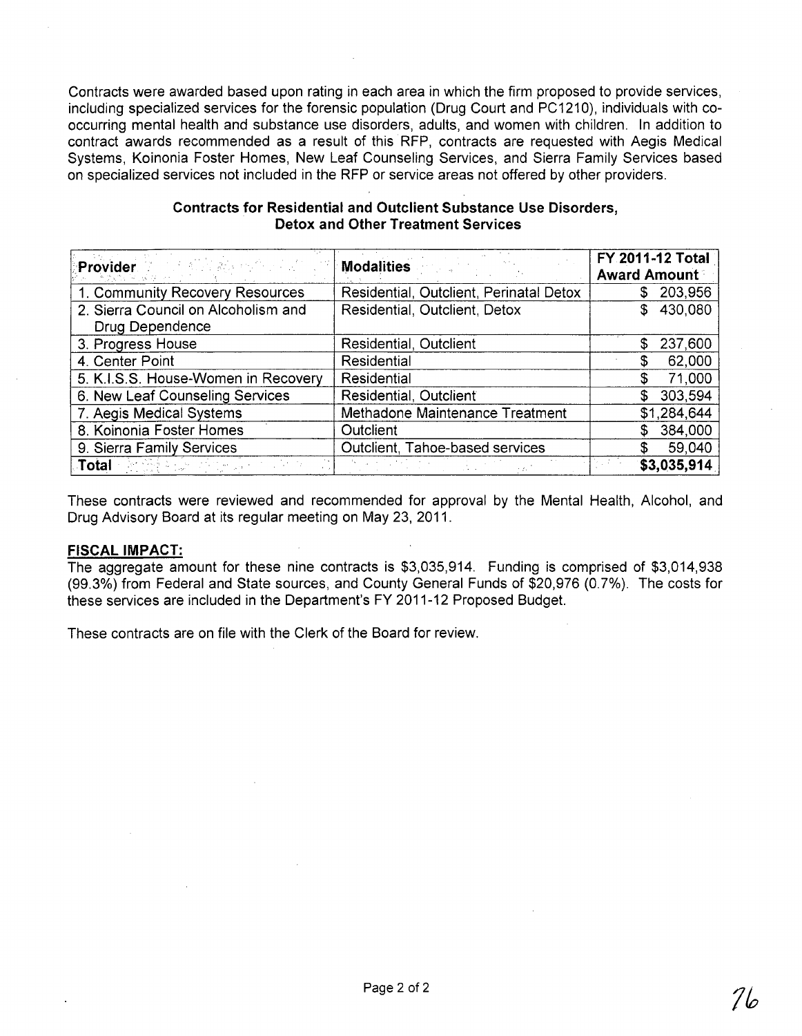Contracts were awarded based upon rating in each area in which the firm proposed to provide services, including specialized services for the forensic population (Drug Court and PC1210), individuals with co-occurring mental health and substance use disorders, adults, and women with children. In addition to contract awards recommended as a result of this RFP, contracts are requested with Aegis Medical Systems, Koinonia Foster Homes, New Leaf Counseling Services, and Sierra Family Services based on specialized services not included in the RFP or service areas not offered by other providers.

**Contracts for Residential and Outclient Substance Use Disorders, Detox and Other Treatment Services**

| Provider | Modalities | FY 2011-12 Total Award Amount |
|---|---|---|
| 1. Community Recovery Resources | Residential, Outclient, Perinatal Detox | $ 203,956 |
| 2. Sierra Council on Alcoholism and Drug Dependence | Residential, Outclient, Detox | $ 430,080 |
| 3. Progress House | Residential, Outclient | $ 237,600 |
| 4. Center Point | Residential | $ 62,000 |
| 5. K.I.S.S. House-Women in Recovery | Residential | $ 71,000 |
| 6. New Leaf Counseling Services | Residential, Outclient | $ 303,594 |
| 7. Aegis Medical Systems | Methadone Maintenance Treatment | $1,284,644 |
| 8. Koinonia Foster Homes | Outclient | $ 384,000 |
| 9. Sierra Family Services | Outclient, Tahoe-based services | $ 59,040 |
| **Total** | | **$3,035,914** |

These contracts were reviewed and recommended for approval by the Mental Health, Alcohol, and Drug Advisory Board at its regular meeting on May 23, 2011.

**FISCAL IMPACT:**

The aggregate amount for these nine contracts is $3,035,914. Funding is comprised of $3,014,938 (99.3%) from Federal and State sources, and County General Funds of $20,976 (0.7%). The costs for these services are included in the Department's FY 2011-12 Proposed Budget.

These contracts are on file with the Clerk of the Board for review.